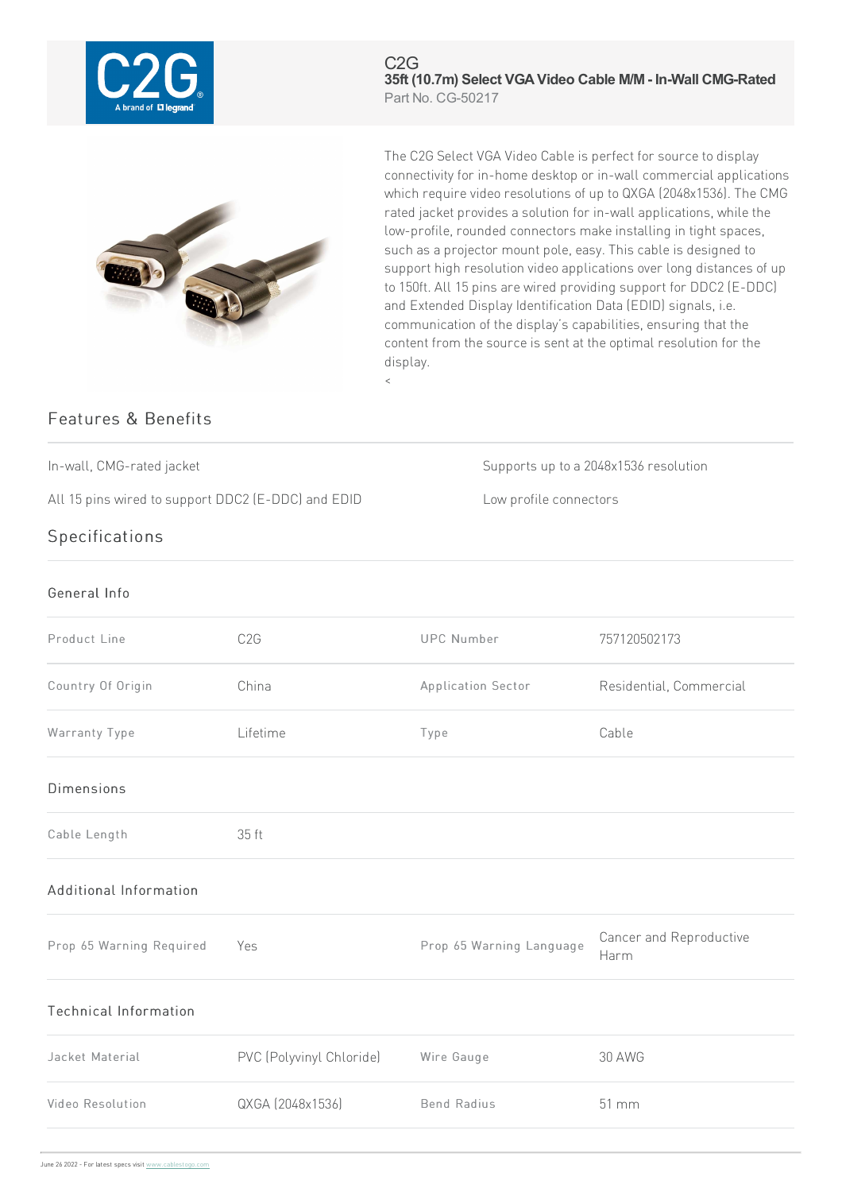C2G

# 35ft (10.7m) Select VGA Video Cable M/M - In-Wall CMG-Rated

Part No. CG-50217

The C2G Select VGA Video Cable is perfect for source to display connectivity for in-home desktop or in-wall commercial applications which require video resolutions of up to QXGA (2048x1536). The CMG rated jacket provides a solution for in-wall applications, while the low-profile, rounded connectors make installing in tight spaces, such as a projector mount pole, easy. This cable is designed to support high resolution video applications over long distances of up to 150ft. All 15 pins are wired providing support for DDC2 (E-DDC) and Extended Display Identification Data (EDID) signals, i.e. communication of the display's capabilities, ensuring that the content from the source is sent at the optimal resolution for the display.

<

## Features & Benefits

- In-wall, CMG-rated jacket
- All 15 pins wired to support DDC2 (E-DDC) and EDID
- Supports up to a 2048x1536 resolution
- Low profile connectors

## Specifications

### General Info

| | | | |
|---|---|---|---|
| Product Line | C2G | UPC Number | 757120502173 |
| Country Of Origin | China | Application Sector | Residential, Commercial |
| Warranty Type | Lifetime | Type | Cable |

### Dimensions

| | |
|---|---|
| Cable Length | 35 ft |

### Additional Information

| | | | |
|---|---|---|---|
| Prop 65 Warning Required | Yes | Prop 65 Warning Language | Cancer and Reproductive Harm |

### Technical Information

| | | | |
|---|---|---|---|
| Jacket Material | PVC (Polyvinyl Chloride) | Wire Gauge | 30 AWG |
| Video Resolution | QXGA (2048x1536) | Bend Radius | 51 mm |

June 26 2022 - For latest specs visit www.cablestogo.com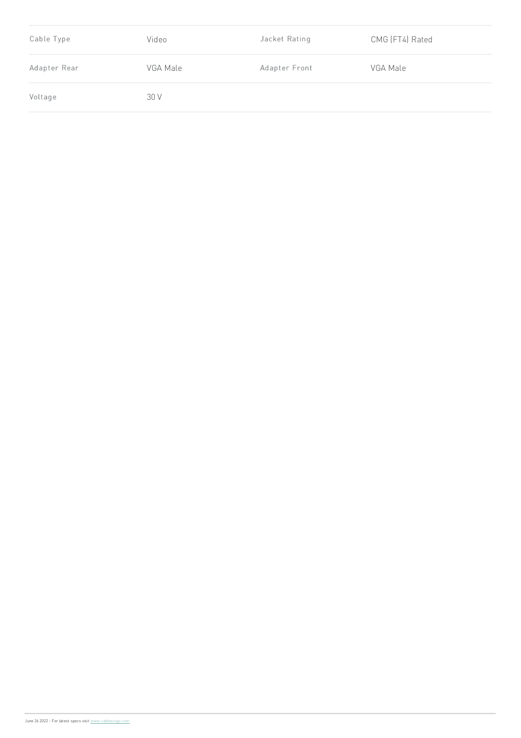| | | | |
|---|---|---|---|
| Cable Type | Video | Jacket Rating | CMG (FT4) Rated |
| Adapter Rear | VGA Male | Adapter Front | VGA Male |
| Voltage | 30 V | | |